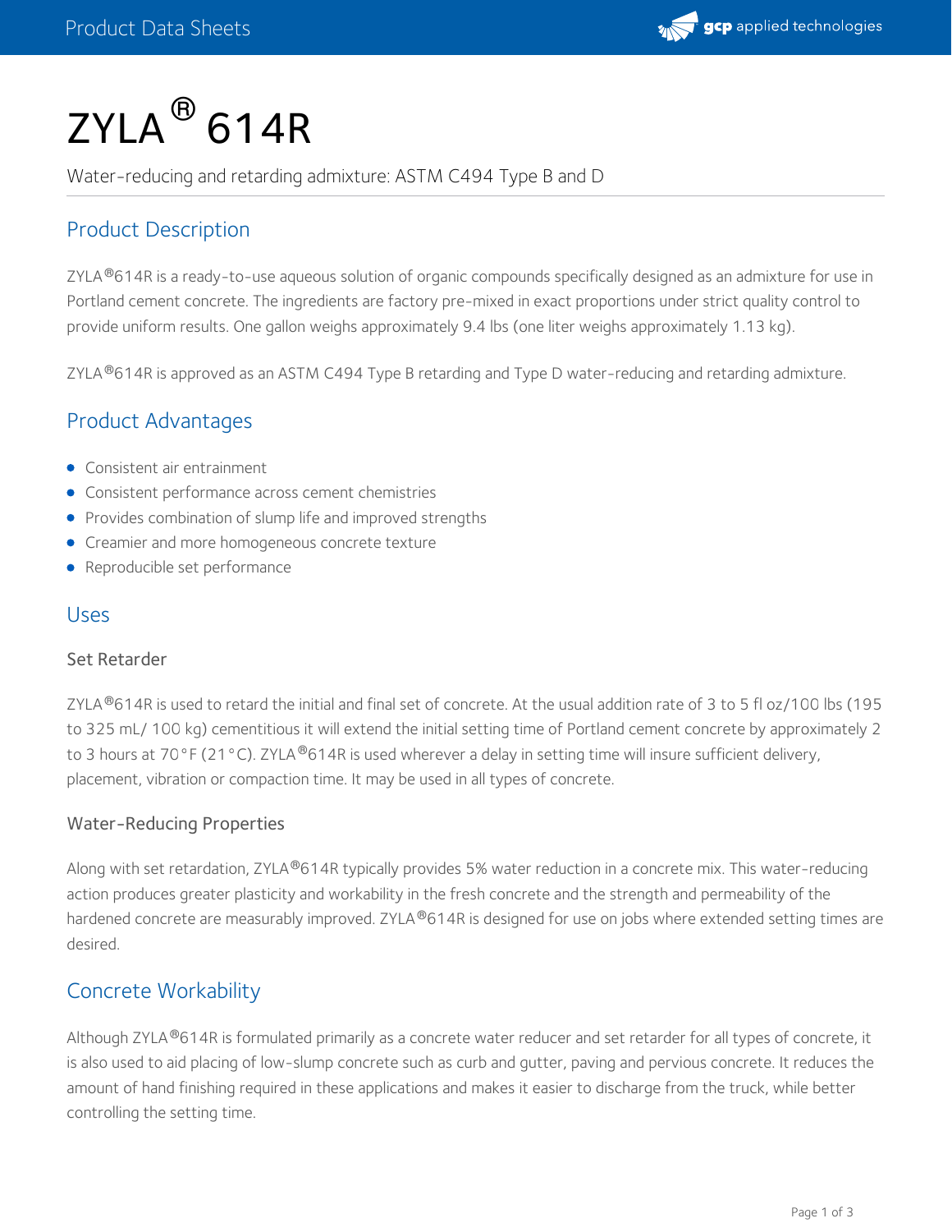# ZYLA® 614R

Water-reducing and retarding admixture: ASTM C494 Type B and D

## Product Description

ZYLA®614R is a ready-to-use aqueous solution of organic compounds specifically designed as an admixture for use in Portland cement concrete. The ingredients are factory pre-mixed in exact proportions under strict quality control to provide uniform results. One gallon weighs approximately 9.4 lbs (one liter weighs approximately 1.13 kg).

ZYLA®614R is approved as an ASTM C494 Type B retarding and Type D water-reducing and retarding admixture.

## Product Advantages

- Consistent air entrainment
- Consistent performance across cement chemistries
- Provides combination of slump life and improved strengths
- Creamier and more homogeneous concrete texture
- Reproducible set performance

## Uses

### Set Retarder

ZYLA®614R is used to retard the initial and final set of concrete. At the usual addition rate of 3 to 5 fl oz/100 lbs (195 to 325 mL/ 100 kg) cementitious it will extend the initial setting time of Portland cement concrete by approximately 2 to 3 hours at 70°F (21°C). ZYLA®614R is used wherever a delay in setting time will insure sufficient delivery, placement, vibration or compaction time. It may be used in all types of concrete.

### Water-Reducing Properties

Along with set retardation, ZYLA®614R typically provides 5% water reduction in a concrete mix. This water-reducing action produces greater plasticity and workability in the fresh concrete and the strength and permeability of the hardened concrete are measurably improved. ZYLA®614R is designed for use on jobs where extended setting times are desired.

## Concrete Workability

Although ZYLA®614R is formulated primarily as a concrete water reducer and set retarder for all types of concrete, it is also used to aid placing of low-slump concrete such as curb and gutter, paving and pervious concrete. It reduces the amount of hand finishing required in these applications and makes it easier to discharge from the truck, while better controlling the setting time.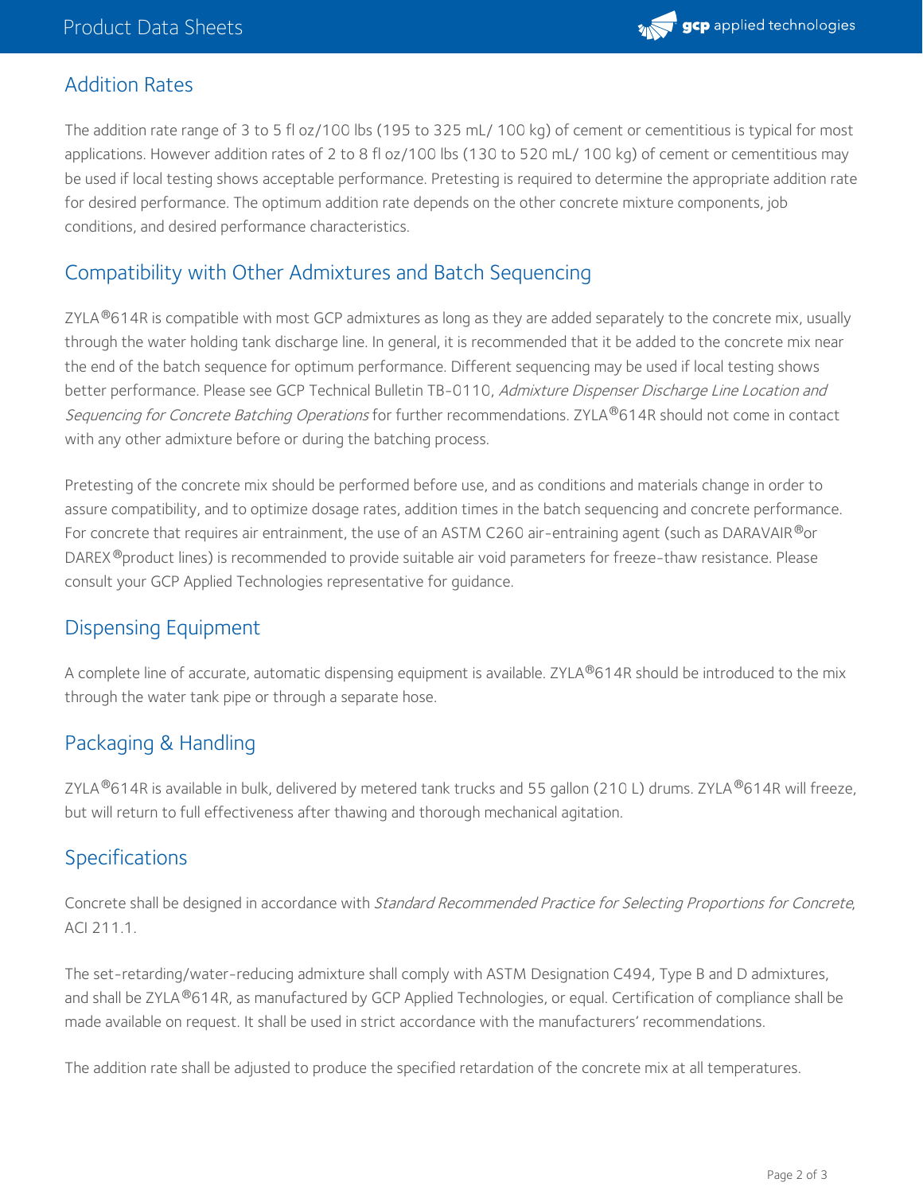## Addition Rates

The addition rate range of 3 to 5 fl oz/100 lbs (195 to 325 mL/ 100 kg) of cement or cementitious is typical for most applications. However addition rates of 2 to 8 fl oz/100 lbs (130 to 520 mL/ 100 kg) of cement or cementitious may be used if local testing shows acceptable performance. Pretesting is required to determine the appropriate addition rate for desired performance. The optimum addition rate depends on the other concrete mixture components, job conditions, and desired performance characteristics.

## Compatibility with Other Admixtures and Batch Sequencing

ZYLA®614R is compatible with most GCP admixtures as long as they are added separately to the concrete mix, usually through the water holding tank discharge line. In general, it is recommended that it be added to the concrete mix near the end of the batch sequence for optimum performance. Different sequencing may be used if local testing shows better performance. Please see GCP Technical Bulletin TB-0110, *Admixture Dispenser Discharge Line Location and Sequencing for Concrete Batching Operations* for further recommendations. ZYLA®614R should not come in contact with any other admixture before or during the batching process.

Pretesting of the concrete mix should be performed before use, and as conditions and materials change in order to assure compatibility, and to optimize dosage rates, addition times in the batch sequencing and concrete performance. For concrete that requires air entrainment, the use of an ASTM C260 air-entraining agent (such as DARAVAIR®or DAREX®product lines) is recommended to provide suitable air void parameters for freeze-thaw resistance. Please consult your GCP Applied Technologies representative for guidance.

## Dispensing Equipment

A complete line of accurate, automatic dispensing equipment is available. ZYLA®614R should be introduced to the mix through the water tank pipe or through a separate hose.

## Packaging & Handling

ZYLA®614R is available in bulk, delivered by metered tank trucks and 55 gallon (210 L) drums. ZYLA®614R will freeze, but will return to full effectiveness after thawing and thorough mechanical agitation.

## Specifications

Concrete shall be designed in accordance with *Standard Recommended Practice for Selecting Proportions for Concrete*, ACI 211.1.

The set-retarding/water-reducing admixture shall comply with ASTM Designation C494, Type B and D admixtures, and shall be ZYLA®614R, as manufactured by GCP Applied Technologies, or equal. Certification of compliance shall be made available on request. It shall be used in strict accordance with the manufacturers' recommendations.

The addition rate shall be adjusted to produce the specified retardation of the concrete mix at all temperatures.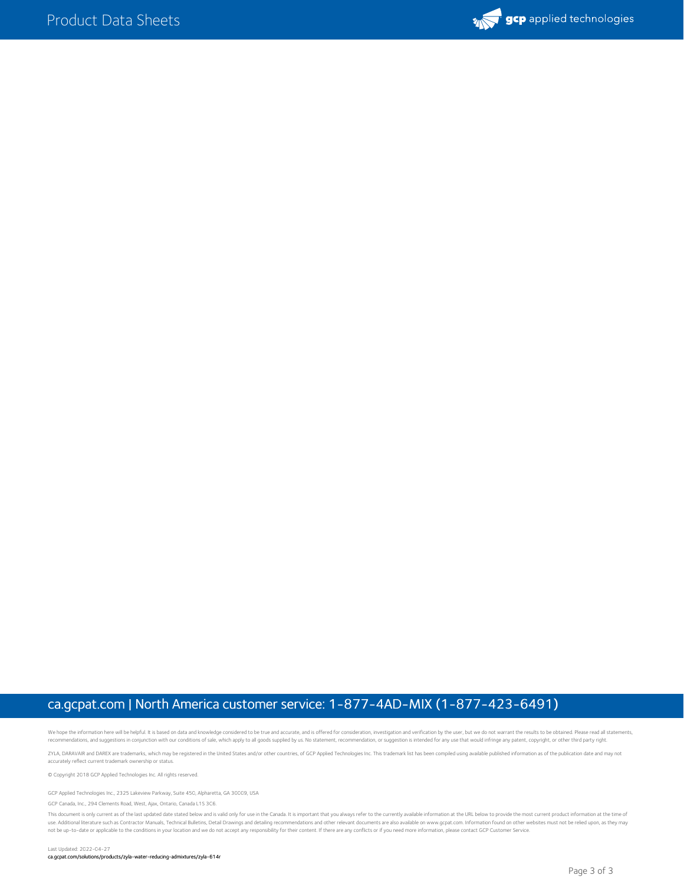ca.gcpat.com | North America customer service: 1-877-4AD-MIX (1-877-423-6491)

We hope the information here will be helpful. It is based on data and knowledge considered to be true and accurate, and is offered for consideration, investigation and verification by the user, but we do not warrant the results to be obtained. Please read all statements, recommendations, and suggestions in conjunction with our conditions of sale, which apply to all goods supplied by us. No statement, recommendation, or suggestion is intended for any use that would infringe any patent, copyright, or other third party right.

ZYLA, DARAVAIR and DAREX are trademarks, which may be registered in the United States and/or other countries, of GCP Applied Technologies Inc. This trademark list has been compiled using available published information as of the publication date and may not accurately reflect current trademark ownership or status.

© Copyright 2018 GCP Applied Technologies Inc. All rights reserved.

GCP Applied Technologies Inc., 2325 Lakeview Parkway, Suite 450, Alpharetta, GA 30009, USA

GCP Canada, Inc., 294 Clements Road, West, Ajax, Ontario, Canada L1S 3C6.

This document is only current as of the last updated date stated below and is valid only for use in the Canada. It is important that you always refer to the currently available information at the URL below to provide the most current product information at the time of use. Additional literature such as Contractor Manuals, Technical Bulletins, Detail Drawings and detailing recommendations and other relevant documents are also available on www.gcpat.com. Information found on other websites must not be relied upon, as they may not be up-to-date or applicable to the conditions in your location and we do not accept any responsibility for their content. If there are any conflicts or if you need more information, please contact GCP Customer Service.

Last Updated: 2022-04-27
ca.gcpat.com/solutions/products/zyla-water-reducing-admixtures/zyla-614r